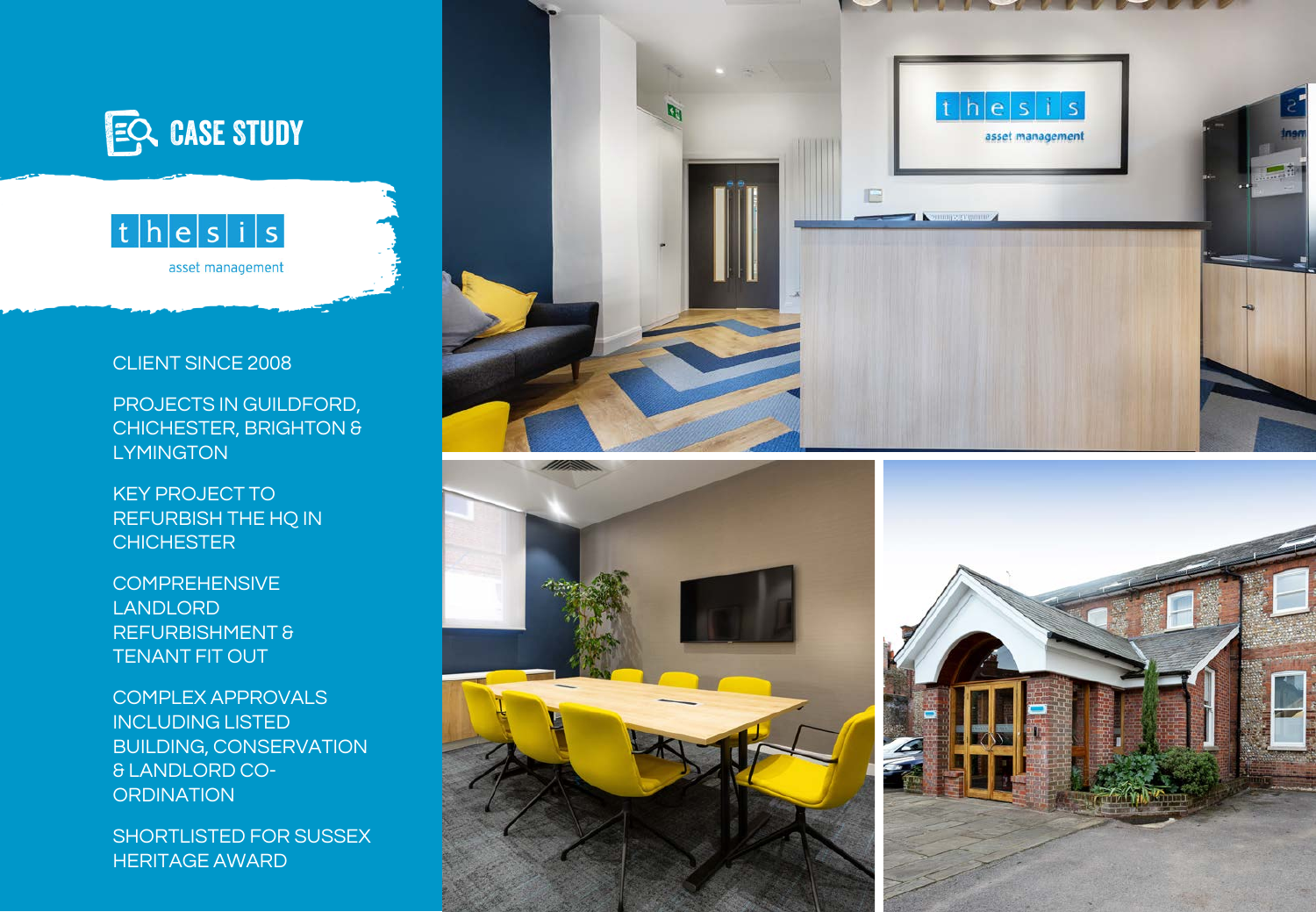# CASE STUDY

thesis
asset management

- CLIENT SINCE 2008
- PROJECTS IN GUILDFORD, CHICHESTER, BRIGHTON & LYMINGTON
- KEY PROJECT TO REFURBISH THE HQ IN CHICHESTER
- COMPREHENSIVE LANDLORD REFURBISHMENT & TENANT FIT OUT
- COMPLEX APPROVALS INCLUDING LISTED BUILDING, CONSERVATION & LANDLORD CO-ORDINATION
- SHORTLISTED FOR SUSSEX HERITAGE AWARD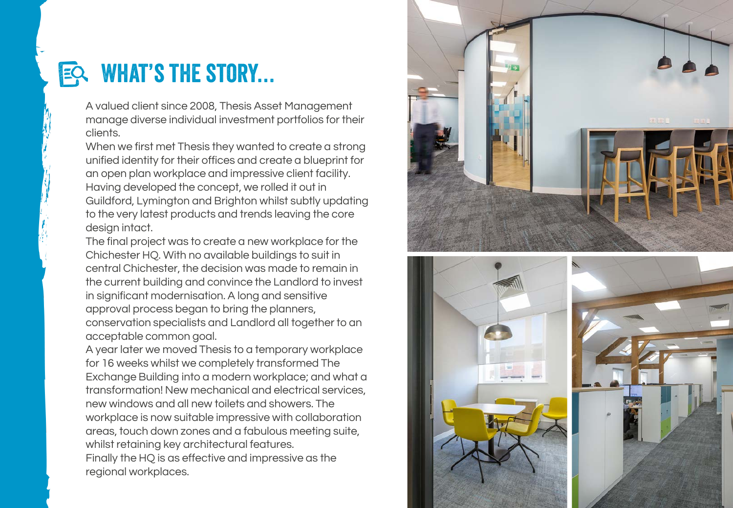# WHAT'S THE STORY...

A valued client since 2008, Thesis Asset Management manage diverse individual investment portfolios for their clients.

When we first met Thesis they wanted to create a strong unified identity for their offices and create a blueprint for an open plan workplace and impressive client facility. Having developed the concept, we rolled it out in Guildford, Lymington and Brighton whilst subtly updating to the very latest products and trends leaving the core design intact.

The final project was to create a new workplace for the Chichester HQ. With no available buildings to suit in central Chichester, the decision was made to remain in the current building and convince the Landlord to invest in significant modernisation. A long and sensitive approval process began to bring the planners, conservation specialists and Landlord all together to an acceptable common goal.

A year later we moved Thesis to a temporary workplace for 16 weeks whilst we completely transformed The Exchange Building into a modern workplace; and what a transformation! New mechanical and electrical services, new windows and all new toilets and showers. The workplace is now suitable impressive with collaboration areas, touch down zones and a fabulous meeting suite, whilst retaining key architectural features.

Finally the HQ is as effective and impressive as the regional workplaces.